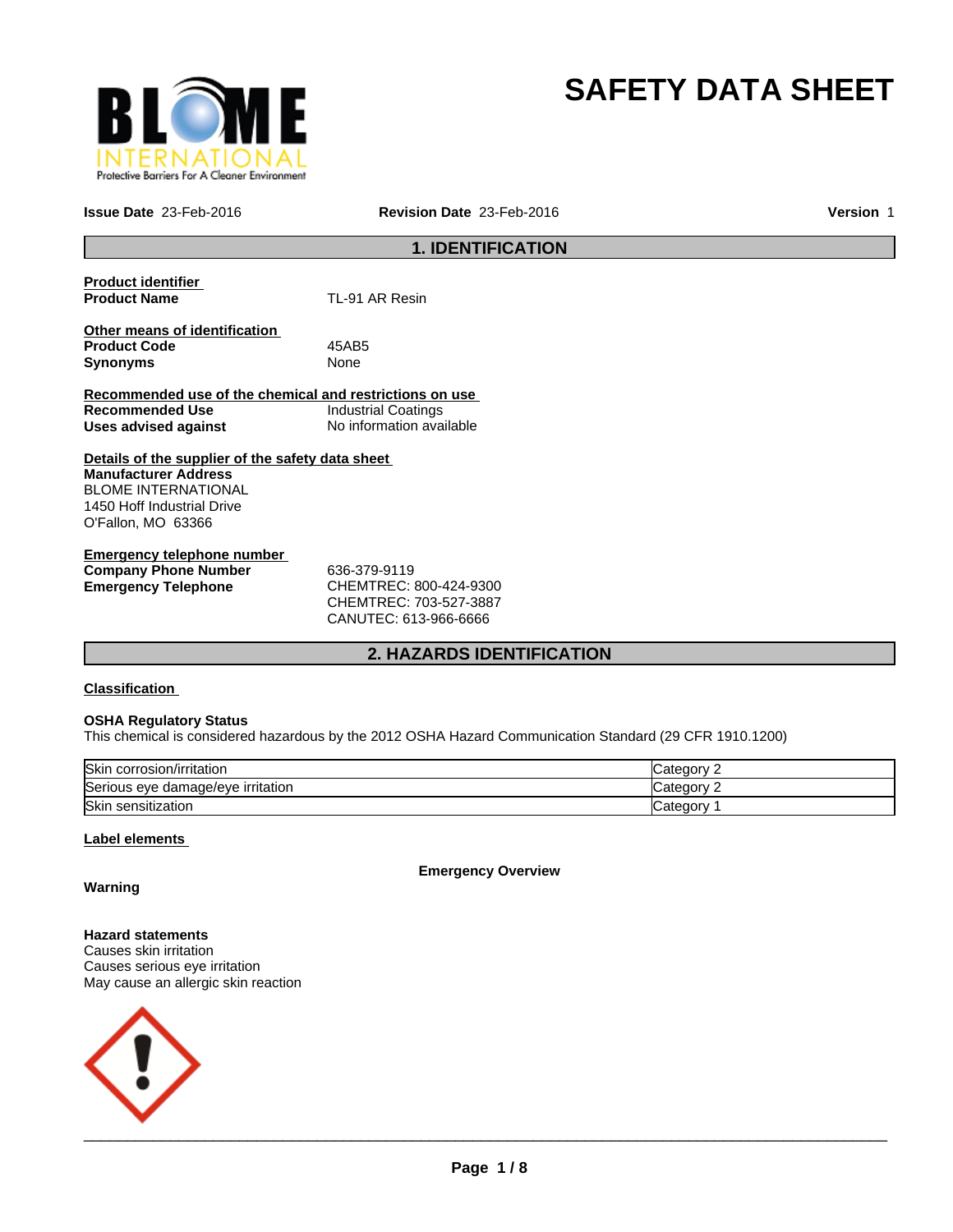# SAFETY DATA SHEET

**Issue Date** 23-Feb-2016 **Revision Date** 23-Feb-2016 **Version** 1

## 1. IDENTIFICATION

**Product identifier**

**Product Name** TL-91 AR Resin

**Other means of identification**

**Product Code** 45AB5

**Synonyms** None

**Recommended use of the chemical and restrictions on use**

**Recommended Use** Industrial Coatings

**Uses advised against** No information available

**Details of the supplier of the safety data sheet**

**Manufacturer Address**
BLOME INTERNATIONAL
1450 Hoff Industrial Drive
O'Fallon, MO 63366

**Emergency telephone number**

**Company Phone Number** 636-379-9119

**Emergency Telephone** CHEMTREC: 800-424-9300
CHEMTREC: 703-527-3887
CANUTEC: 613-966-6666

## 2. HAZARDS IDENTIFICATION

**Classification**

**OSHA Regulatory Status**
This chemical is considered hazardous by the 2012 OSHA Hazard Communication Standard (29 CFR 1910.1200)

| | |
|---|---|
| Skin corrosion/irritation | Category 2 |
| Serious eye damage/eye irritation | Category 2 |
| Skin sensitization | Category 1 |

**Label elements**

**Emergency Overview**

**Warning**

**Hazard statements**
Causes skin irritation
Causes serious eye irritation
May cause an allergic skin reaction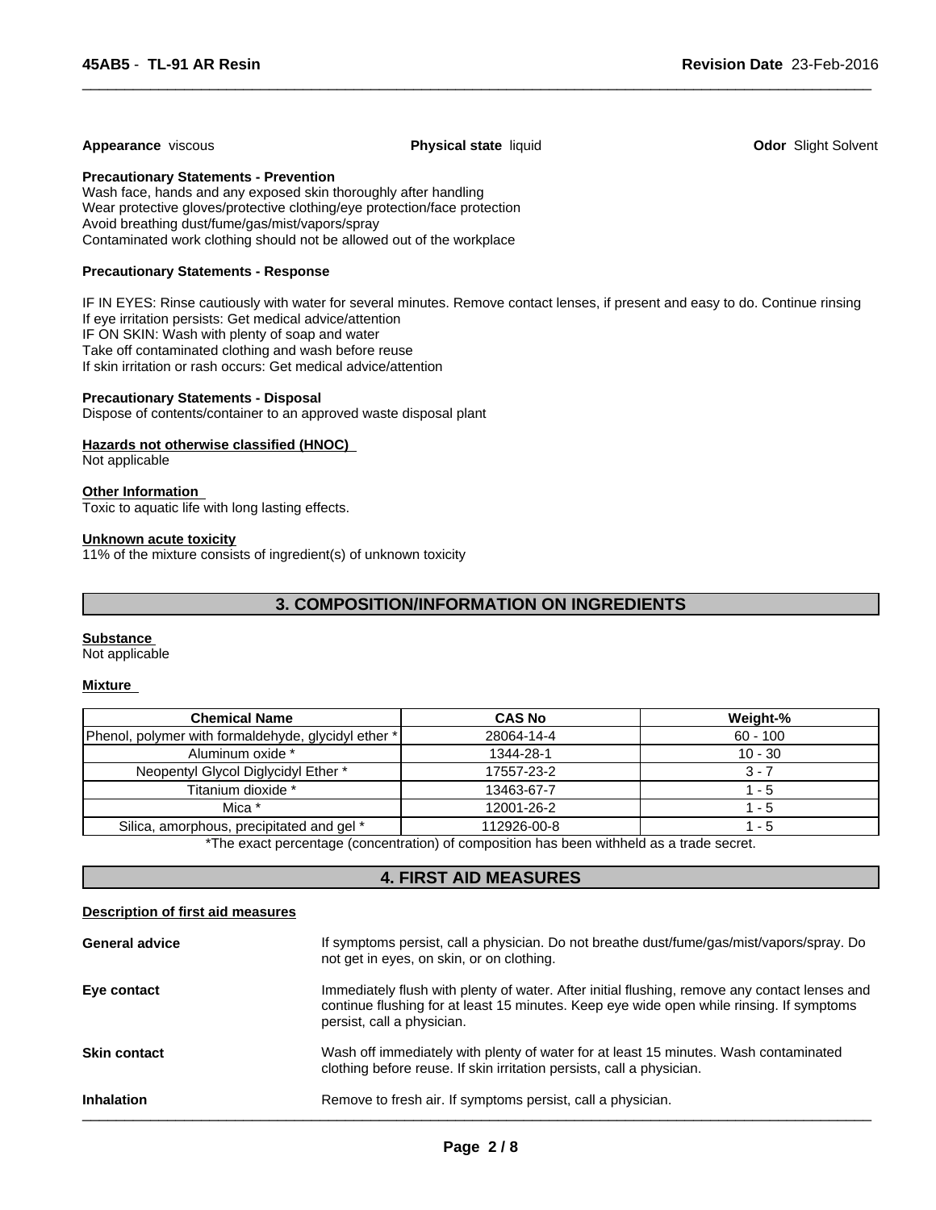**Appearance** viscous

**Physical state** liquid

**Odor** Slight Solvent

**Precautionary Statements - Prevention**

Wash face, hands and any exposed skin thoroughly after handling
Wear protective gloves/protective clothing/eye protection/face protection
Avoid breathing dust/fume/gas/mist/vapors/spray
Contaminated work clothing should not be allowed out of the workplace

**Precautionary Statements - Response**

IF IN EYES: Rinse cautiously with water for several minutes. Remove contact lenses, if present and easy to do. Continue rinsing
If eye irritation persists: Get medical advice/attention
IF ON SKIN: Wash with plenty of soap and water
Take off contaminated clothing and wash before reuse
If skin irritation or rash occurs: Get medical advice/attention

**Precautionary Statements - Disposal**

Dispose of contents/container to an approved waste disposal plant

**Hazards not otherwise classified (HNOC)**

Not applicable

**Other Information**

Toxic to aquatic life with long lasting effects.

**Unknown acute toxicity**

11% of the mixture consists of ingredient(s) of unknown toxicity

## 3. COMPOSITION/INFORMATION ON INGREDIENTS

**Substance**

Not applicable

**Mixture**

| Chemical Name | CAS No | Weight-% |
|---|---|---|
| Phenol, polymer with formaldehyde, glycidyl ether * | 28064-14-4 | 60 - 100 |
| Aluminum oxide * | 1344-28-1 | 10 - 30 |
| Neopentyl Glycol Diglycidyl Ether * | 17557-23-2 | 3 - 7 |
| Titanium dioxide * | 13463-67-7 | 1 - 5 |
| Mica * | 12001-26-2 | 1 - 5 |
| Silica, amorphous, precipitated and gel * | 112926-00-8 | 1 - 5 |

*The exact percentage (concentration) of composition has been withheld as a trade secret.

## 4. FIRST AID MEASURES

**Description of first aid measures**

**General advice**

If symptoms persist, call a physician. Do not breathe dust/fume/gas/mist/vapors/spray. Do not get in eyes, on skin, or on clothing.

**Eye contact**

Immediately flush with plenty of water. After initial flushing, remove any contact lenses and continue flushing for at least 15 minutes. Keep eye wide open while rinsing. If symptoms persist, call a physician.

**Skin contact**

Wash off immediately with plenty of water for at least 15 minutes. Wash contaminated clothing before reuse. If skin irritation persists, call a physician.

**Inhalation**

Remove to fresh air. If symptoms persist, call a physician.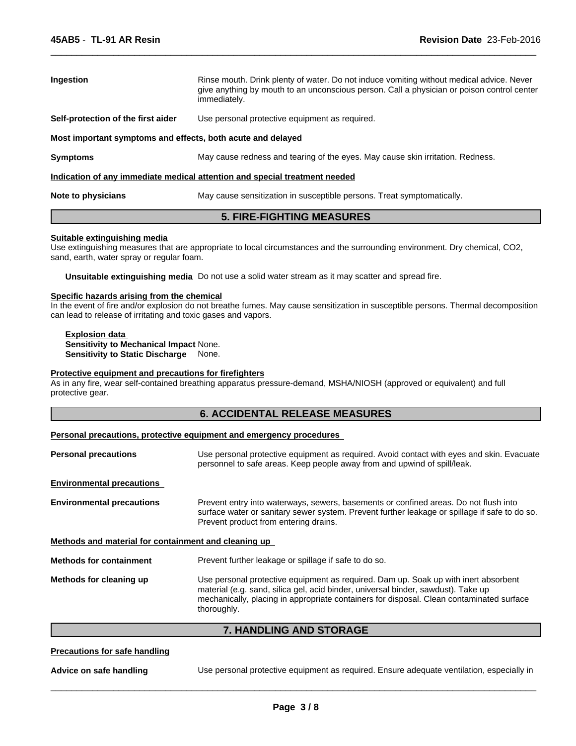**Ingestion** Rinse mouth. Drink plenty of water. Do not induce vomiting without medical advice. Never give anything by mouth to an unconscious person. Call a physician or poison control center immediately.

**Self-protection of the first aider** Use personal protective equipment as required.

**Most important symptoms and effects, both acute and delayed**

**Symptoms** May cause redness and tearing of the eyes. May cause skin irritation. Redness.

**Indication of any immediate medical attention and special treatment needed**

**Note to physicians** May cause sensitization in susceptible persons. Treat symptomatically.

## 5. FIRE-FIGHTING MEASURES

**Suitable extinguishing media**
Use extinguishing measures that are appropriate to local circumstances and the surrounding environment. Dry chemical, $CO_2$, sand, earth, water spray or regular foam.

**Unsuitable extinguishing media** Do not use a solid water stream as it may scatter and spread fire.

**Specific hazards arising from the chemical**
In the event of fire and/or explosion do not breathe fumes. May cause sensitization in susceptible persons. Thermal decomposition can lead to release of irritating and toxic gases and vapors.

**Explosion data**
**Sensitivity to Mechanical Impact** None.
**Sensitivity to Static Discharge** None.

**Protective equipment and precautions for firefighters**
As in any fire, wear self-contained breathing apparatus pressure-demand, MSHA/NIOSH (approved or equivalent) and full protective gear.

## 6. ACCIDENTAL RELEASE MEASURES

**Personal precautions, protective equipment and emergency procedures**

**Personal precautions** Use personal protective equipment as required. Avoid contact with eyes and skin. Evacuate personnel to safe areas. Keep people away from and upwind of spill/leak.

**Environmental precautions**

**Environmental precautions** Prevent entry into waterways, sewers, basements or confined areas. Do not flush into surface water or sanitary sewer system. Prevent further leakage or spillage if safe to do so. Prevent product from entering drains.

**Methods and material for containment and cleaning up**

**Methods for containment** Prevent further leakage or spillage if safe to do so.

**Methods for cleaning up** Use personal protective equipment as required. Dam up. Soak up with inert absorbent material (e.g. sand, silica gel, acid binder, universal binder, sawdust). Take up mechanically, placing in appropriate containers for disposal. Clean contaminated surface thoroughly.

## 7. HANDLING AND STORAGE

**Precautions for safe handling**

**Advice on safe handling** Use personal protective equipment as required. Ensure adequate ventilation, especially in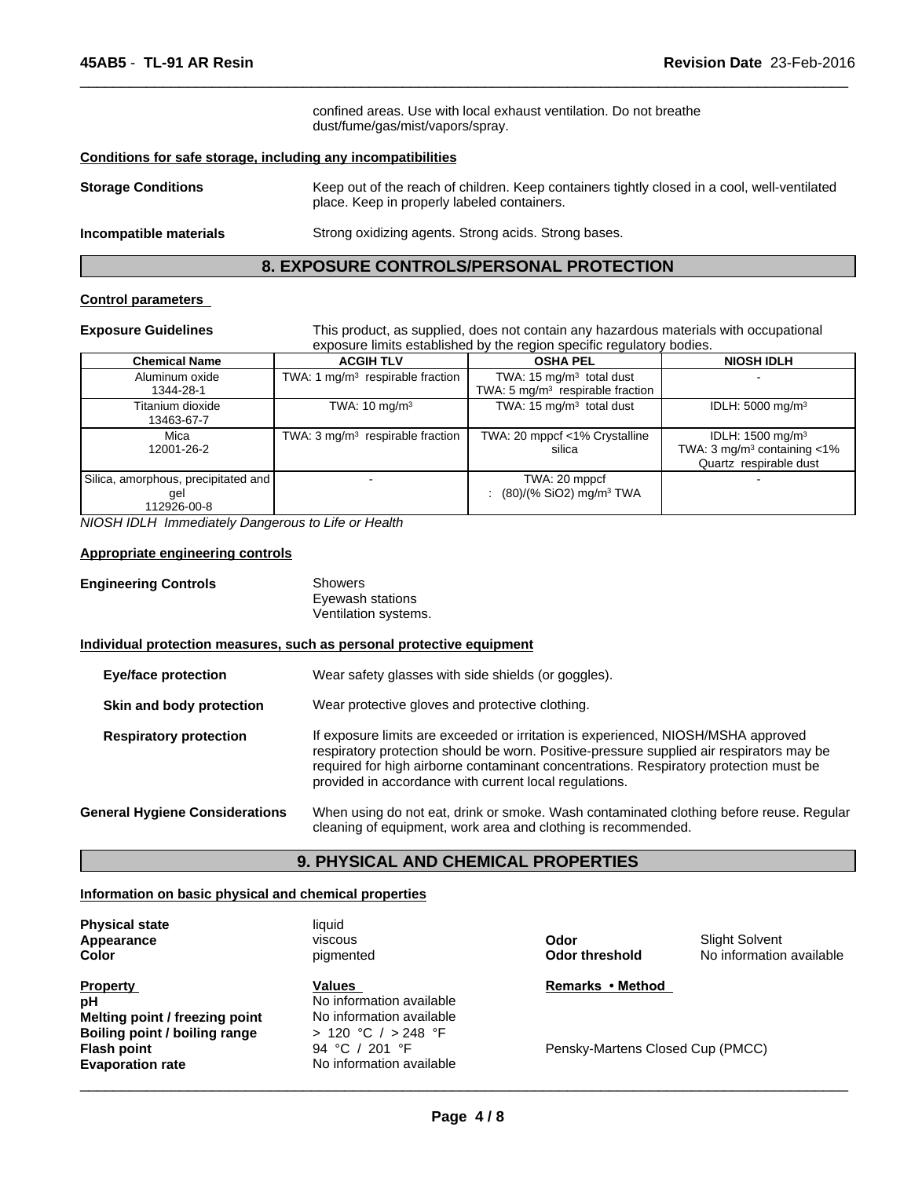confined areas. Use with local exhaust ventilation. Do not breathe dust/fume/gas/mist/vapors/spray.

**Conditions for safe storage, including any incompatibilities**

**Storage Conditions** Keep out of the reach of children. Keep containers tightly closed in a cool, well-ventilated place. Keep in properly labeled containers.

**Incompatible materials** Strong oxidizing agents. Strong acids. Strong bases.

## 8. EXPOSURE CONTROLS/PERSONAL PROTECTION

**Control parameters**

**Exposure Guidelines** This product, as supplied, does not contain any hazardous materials with occupational exposure limits established by the region specific regulatory bodies.

| Chemical Name | ACGIH TLV | OSHA PEL | NIOSH IDLH |
|---|---|---|---|
| Aluminum oxide 1344-28-1 | TWA: 1 mg/m³ respirable fraction | TWA: 15 mg/m³ total dust TWA: 5 mg/m³ respirable fraction | - |
| Titanium dioxide 13463-67-7 | TWA: 10 mg/m³ | TWA: 15 mg/m³ total dust | IDLH: 5000 mg/m³ |
| Mica 12001-26-2 | TWA: 3 mg/m³ respirable fraction | TWA: 20 mppcf <1% Crystalline silica | IDLH: 1500 mg/m³ TWA: 3 mg/m³ containing <1% Quartz respirable dust |
| Silica, amorphous, precipitated and gel 112926-00-8 | - | TWA: 20 mppcf : (80)/(% SiO2) mg/m³ TWA | - |

*NIOSH IDLH Immediately Dangerous to Life or Health*

**Appropriate engineering controls**

**Engineering Controls** Showers
Eyewash stations
Ventilation systems.

**Individual protection measures, such as personal protective equipment**

**Eye/face protection** Wear safety glasses with side shields (or goggles).

**Skin and body protection** Wear protective gloves and protective clothing.

**Respiratory protection** If exposure limits are exceeded or irritation is experienced, NIOSH/MSHA approved respiratory protection should be worn. Positive-pressure supplied air respirators may be required for high airborne contaminant concentrations. Respiratory protection must be provided in accordance with current local regulations.

**General Hygiene Considerations** When using do not eat, drink or smoke. Wash contaminated clothing before reuse. Regular cleaning of equipment, work area and clothing is recommended.

## 9. PHYSICAL AND CHEMICAL PROPERTIES

**Information on basic physical and chemical properties**

**Physical state** liquid
**Appearance** viscous
**Color** pigmented
**Odor** Slight Solvent
**Odor threshold** No information available

| Property | Values | Remarks • Method |
|---|---|---|
| **pH** | No information available | |
| **Melting point / freezing point** | No information available | |
| **Boiling point / boiling range** | > 120 °C / > 248 °F | |
| **Flash point** | 94 °C / 201 °F | Pensky-Martens Closed Cup (PMCC) |
| **Evaporation rate** | No information available | |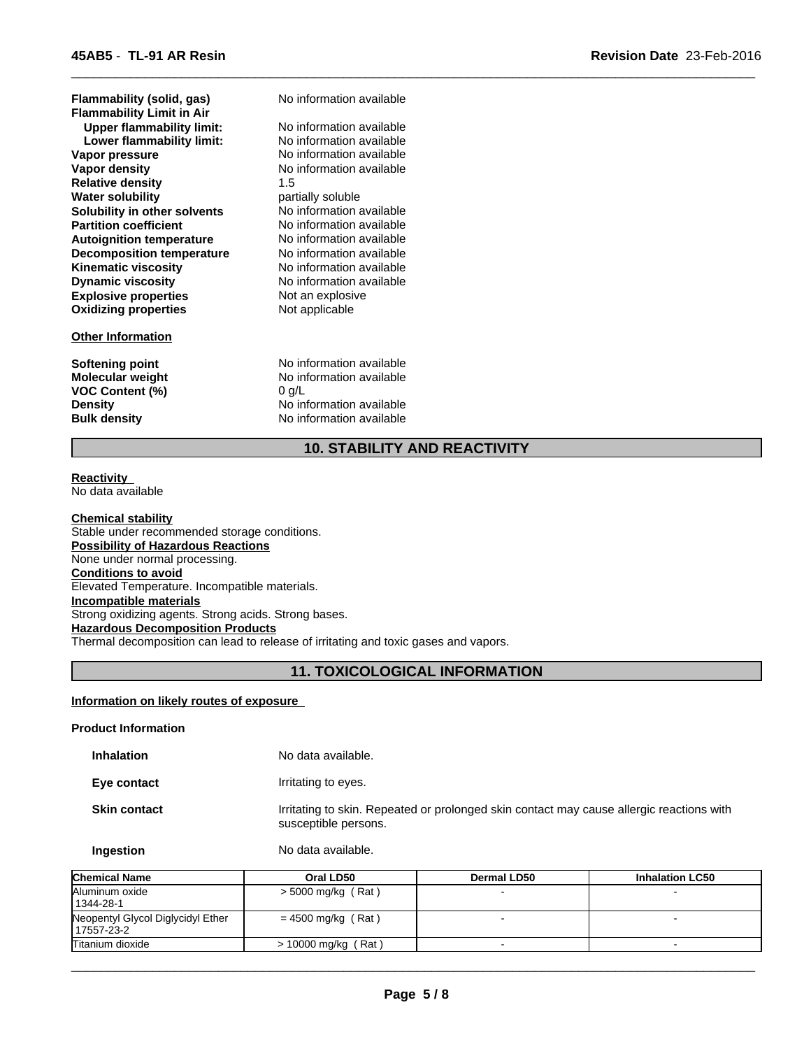| | |
|---|---|
| **Flammability (solid, gas)** | No information available |
| **Flammability Limit in Air** | |
| **Upper flammability limit:** | No information available |
| **Lower flammability limit:** | No information available |
| **Vapor pressure** | No information available |
| **Vapor density** | No information available |
| **Relative density** | 1.5 |
| **Water solubility** | partially soluble |
| **Solubility in other solvents** | No information available |
| **Partition coefficient** | No information available |
| **Autoignition temperature** | No information available |
| **Decomposition temperature** | No information available |
| **Kinematic viscosity** | No information available |
| **Dynamic viscosity** | No information available |
| **Explosive properties** | Not an explosive |
| **Oxidizing properties** | Not applicable |

**Other Information**

| | |
|---|---|
| **Softening point** | No information available |
| **Molecular weight** | No information available |
| **VOC Content (%)** | 0 g/L |
| **Density** | No information available |
| **Bulk density** | No information available |

## 10. STABILITY AND REACTIVITY

**Reactivity**
No data available

**Chemical stability**
Stable under recommended storage conditions.

**Possibility of Hazardous Reactions**
None under normal processing.

**Conditions to avoid**
Elevated Temperature. Incompatible materials.

**Incompatible materials**
Strong oxidizing agents. Strong acids. Strong bases.

**Hazardous Decomposition Products**
Thermal decomposition can lead to release of irritating and toxic gases and vapors.

## 11. TOXICOLOGICAL INFORMATION

**Information on likely routes of exposure**

**Product Information**

| | |
|---|---|
| **Inhalation** | No data available. |
| **Eye contact** | Irritating to eyes. |
| **Skin contact** | Irritating to skin. Repeated or prolonged skin contact may cause allergic reactions with susceptible persons. |
| **Ingestion** | No data available. |

| Chemical Name | Oral LD50 | Dermal LD50 | Inhalation LC50 |
|---|---|---|---|
| Aluminum oxide 1344-28-1 | > 5000 mg/kg ( Rat ) | - | - |
| Neopentyl Glycol Diglycidyl Ether 17557-23-2 | = 4500 mg/kg ( Rat ) | - | - |
| Titanium dioxide | > 10000 mg/kg ( Rat ) | - | - |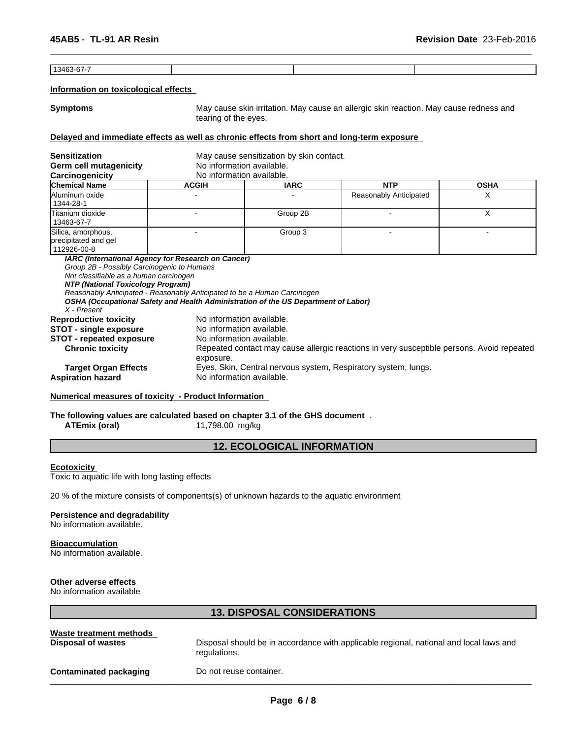| 13463-67-7 | | | |
|---|---|---|---|

**Information on toxicological effects**

**Symptoms** May cause skin irritation. May cause an allergic skin reaction. May cause redness and tearing of the eyes.

**Delayed and immediate effects as well as chronic effects from short and long-term exposure**

**Sensitization** May cause sensitization by skin contact.
**Germ cell mutagenicity** No information available.
**Carcinogenicity** No information available.

| Chemical Name | ACGIH | IARC | NTP | OSHA |
|---|---|---|---|---|
| Aluminum oxide 1344-28-1 | - | - | Reasonably Anticipated | X |
| Titanium dioxide 13463-67-7 | - | Group 2B | - | X |
| Silica, amorphous, precipitated and gel 112926-00-8 | - | Group 3 | - | - |

***IARC (International Agency for Research on Cancer)***
*Group 2B - Possibly Carcinogenic to Humans*
*Not classifiable as a human carcinogen*
***NTP (National Toxicology Program)***
*Reasonably Anticipated - Reasonably Anticipated to be a Human Carcinogen*
***OSHA (Occupational Safety and Health Administration of the US Department of Labor)***
*X - Present*

**Reproductive toxicity** No information available.
**STOT - single exposure** No information available.
**STOT - repeated exposure** No information available.
**Chronic toxicity** Repeated contact may cause allergic reactions in very susceptible persons. Avoid repeated exposure.
**Target Organ Effects** Eyes, Skin, Central nervous system, Respiratory system, lungs.
**Aspiration hazard** No information available.

**Numerical measures of toxicity - Product Information**

**The following values are calculated based on chapter 3.1 of the GHS document** .
**ATEmix (oral)** 11,798.00 mg/kg

## 12. ECOLOGICAL INFORMATION

**Ecotoxicity**
Toxic to aquatic life with long lasting effects

20 % of the mixture consists of components(s) of unknown hazards to the aquatic environment

**Persistence and degradability**
No information available.

**Bioaccumulation**
No information available.

**Other adverse effects**
No information available

## 13. DISPOSAL CONSIDERATIONS

**Waste treatment methods**
**Disposal of wastes** Disposal should be in accordance with applicable regional, national and local laws and regulations.

**Contaminated packaging** Do not reuse container.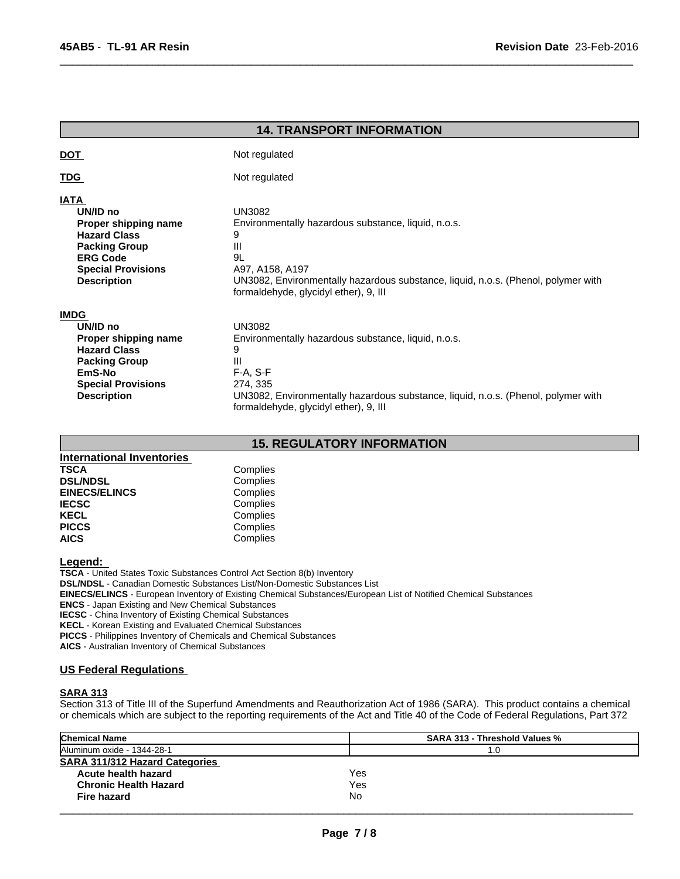## 14. TRANSPORT INFORMATION

**DOT** Not regulated

**TDG** Not regulated

**IATA**

| | |
|---|---|
| **UN/ID no** | UN3082 |
| **Proper shipping name** | Environmentally hazardous substance, liquid, n.o.s. |
| **Hazard Class** | 9 |
| **Packing Group** | III |
| **ERG Code** | 9L |
| **Special Provisions** | A97, A158, A197 |
| **Description** | UN3082, Environmentally hazardous substance, liquid, n.o.s. (Phenol, polymer with formaldehyde, glycidyl ether), 9, III |

**IMDG**

| | |
|---|---|
| **UN/ID no** | UN3082 |
| **Proper shipping name** | Environmentally hazardous substance, liquid, n.o.s. |
| **Hazard Class** | 9 |
| **Packing Group** | III |
| **EmS-No** | F-A, S-F |
| **Special Provisions** | 274, 335 |
| **Description** | UN3082, Environmentally hazardous substance, liquid, n.o.s. (Phenol, polymer with formaldehyde, glycidyl ether), 9, III |

## 15. REGULATORY INFORMATION

**International Inventories**

| | |
|---|---|
| **TSCA** | Complies |
| **DSL/NDSL** | Complies |
| **EINECS/ELINCS** | Complies |
| **IECSC** | Complies |
| **KECL** | Complies |
| **PICCS** | Complies |
| **AICS** | Complies |

**Legend:**

**TSCA** - United States Toxic Substances Control Act Section 8(b) Inventory
**DSL/NDSL** - Canadian Domestic Substances List/Non-Domestic Substances List
**EINECS/ELINCS** - European Inventory of Existing Chemical Substances/European List of Notified Chemical Substances
**ENCS** - Japan Existing and New Chemical Substances
**IECSC** - China Inventory of Existing Chemical Substances
**KECL** - Korean Existing and Evaluated Chemical Substances
**PICCS** - Philippines Inventory of Chemicals and Chemical Substances
**AICS** - Australian Inventory of Chemical Substances

### US Federal Regulations

**SARA 313**

Section 313 of Title III of the Superfund Amendments and Reauthorization Act of 1986 (SARA). This product contains a chemical or chemicals which are subject to the reporting requirements of the Act and Title 40 of the Code of Federal Regulations, Part 372

| Chemical Name | SARA 313 - Threshold Values % |
|---|---|
| Aluminum oxide - 1344-28-1 | 1.0 |

**SARA 311/312 Hazard Categories**

| | |
|---|---|
| **Acute health hazard** | Yes |
| **Chronic Health Hazard** | Yes |
| **Fire hazard** | No |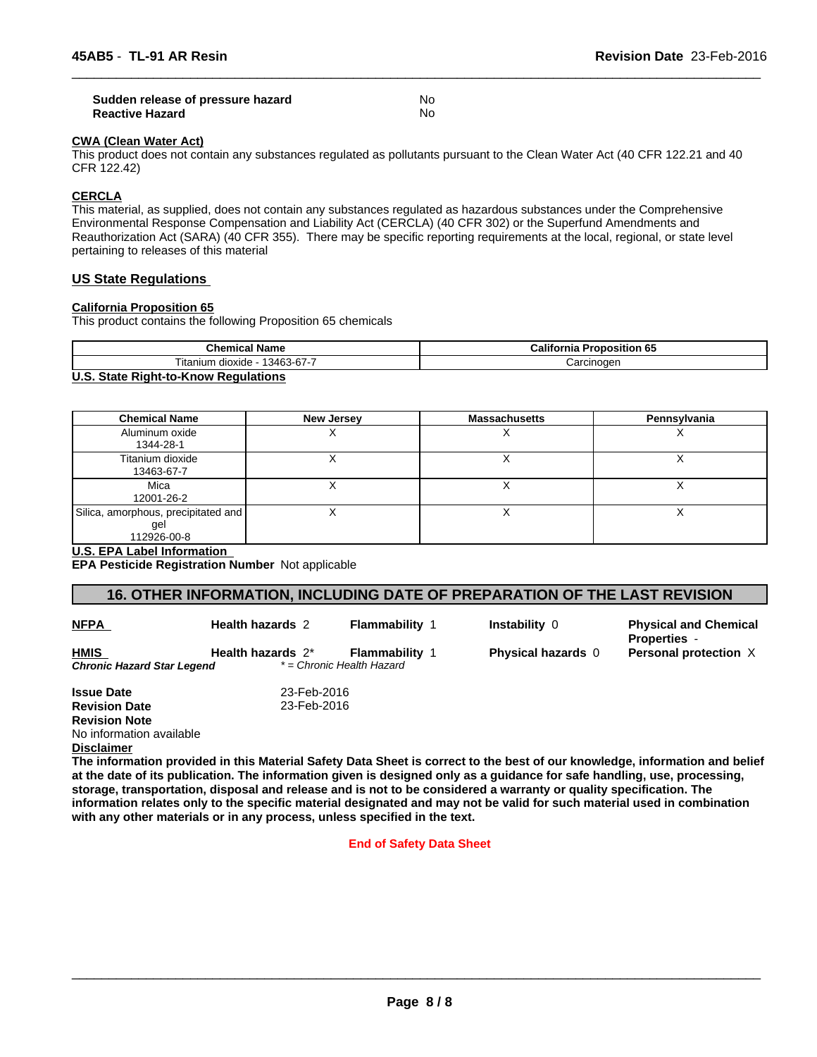**Sudden release of pressure hazard** No
**Reactive Hazard** No

**CWA (Clean Water Act)**
This product does not contain any substances regulated as pollutants pursuant to the Clean Water Act (40 CFR 122.21 and 40 CFR 122.42)

**CERCLA**
This material, as supplied, does not contain any substances regulated as hazardous substances under the Comprehensive Environmental Response Compensation and Liability Act (CERCLA) (40 CFR 302) or the Superfund Amendments and Reauthorization Act (SARA) (40 CFR 355). There may be specific reporting requirements at the local, regional, or state level pertaining to releases of this material

## US State Regulations

**California Proposition 65**
This product contains the following Proposition 65 chemicals

| Chemical Name | California Proposition 65 |
|---|---|
| Titanium dioxide - 13463-67-7 | Carcinogen |

**U.S. State Right-to-Know Regulations**

| Chemical Name | New Jersey | Massachusetts | Pennsylvania |
|---|---|---|---|
| Aluminum oxide 1344-28-1 | X | X | X |
| Titanium dioxide 13463-67-7 | X | X | X |
| Mica 12001-26-2 | X | X | X |
| Silica, amorphous, precipitated and gel 112926-00-8 | X | X | X |

**U.S. EPA Label Information**
**EPA Pesticide Registration Number** Not applicable

## 16. OTHER INFORMATION, INCLUDING DATE OF PREPARATION OF THE LAST REVISION

| | | | | |
|---|---|---|---|---|
| **NFPA** | **Health hazards** 2 | **Flammability** 1 | **Instability** 0 | **Physical and Chemical Properties** - |
| **HMIS** | **Health hazards** 2* | **Flammability** 1 | **Physical hazards** 0 | **Personal protection** X |

***Chronic Hazard Star Legend*** *\* = Chronic Health Hazard*

**Issue Date** 23-Feb-2016
**Revision Date** 23-Feb-2016
**Revision Note**
No information available

**Disclaimer**
**The information provided in this Material Safety Data Sheet is correct to the best of our knowledge, information and belief at the date of its publication. The information given is designed only as a guidance for safe handling, use, processing, storage, transportation, disposal and release and is not to be considered a warranty or quality specification. The information relates only to the specific material designated and may not be valid for such material used in combination with any other materials or in any process, unless specified in the text.**

**End of Safety Data Sheet**